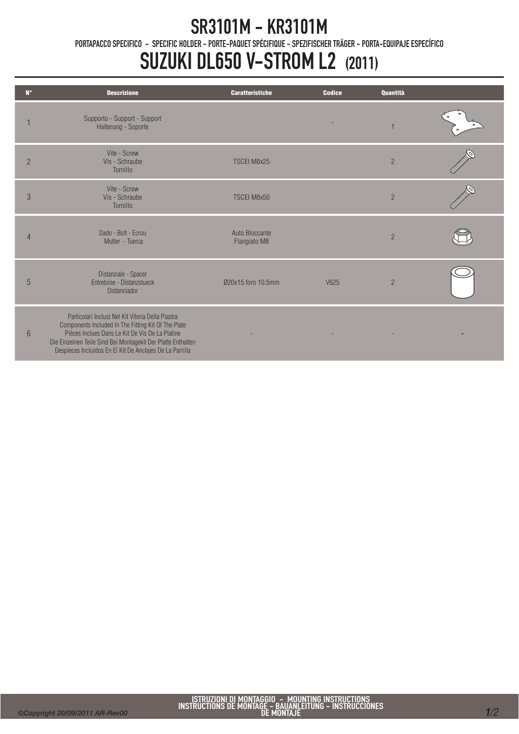# SR3101M - KR3101M

PORTAPACCO SPECIFICO - SPECIFIC HOLDER - PORTE-PAQUET SPÉCIFIQUE - SPEZIFISCHER TRÄGER - PORTA-EQUIPAJE ESPECÍFICO

# SUZUKI DL650 V-STROM L2 (2011)

| N° | Descrizione | Caratteristiche | Codice | Quantità | |
|---|---|---|---|---|---|
| 1 | Supporto - Support - Support<br>Halterung - Soporte | | - | 1 | |
| 2 | Vite - Screw<br>Vis - Schraube<br>Tornillo | TSCEI M8x25 | | 2 | |
| 3 | Vite - Screw<br>Vis - Schraube<br>Tornillo | TSCEI M8x50 | | 2 | |
| 4 | Dado - Bolt - Ecrou<br>Mutter - Tuerca | Auto Bloccante<br>Flangiato M8 | | 2 | |
| 5 | Distanziale - Spacer<br>Entretoise - Distanzstueck<br>Distanciador | Ø20x15 foro 10.5mm | V625 | 2 | |
| 6 | Particolari Inclusi Nel Kit Viteria Della Piastra<br>Components Included In The Fitting Kit Of The Plate<br>Pièces Inclues Dans Le Kit De Vis De La Platine<br>Die Einzelnen Teile Sind Bei Montagekit Der Platte Enthalten<br>Despieces Incluidos En El Kit De Anclajes De La Parrilla | - | - | - | - |

ISTRUZIONI DI MONTAGGIO - MOUNTING INSTRUCTIONS
INSTRUCTIONS DE MONTAGE - BAUANLEITUNG - INSTRUCCIONES DE MONTAJE

©Copyright 20/09/2011 AR-Rev00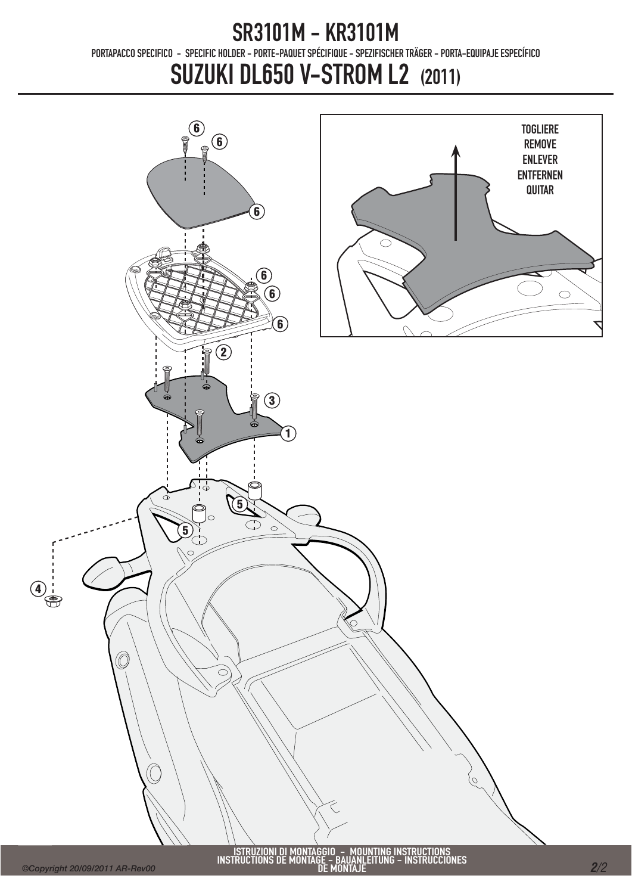# SR3101M - KR3101M

PORTAPACCO SPECIFICO - SPECIFIC HOLDER - PORTE-PAQUET SPÉCIFIQUE - SPEZIFISCHER TRÄGER - PORTA-EQUIPAJE ESPECÍFICO

# SUZUKI DL650 V-STROM L2 (2011)

6
6
6
6
6
6
2
3
1
5
5
4

TOGLIERE
REMOVE
ENLEVER
ENTFERNEN
QUITAR

ISTRUZIONI DI MONTAGGIO - MOUNTING INSTRUCTIONS
INSTRUCTIONS DE MONTAGE - BAUANLEITUNG - INSTRUCCIONES DE MONTAJE

©Copyright 20/09/2011 AR-Rev00